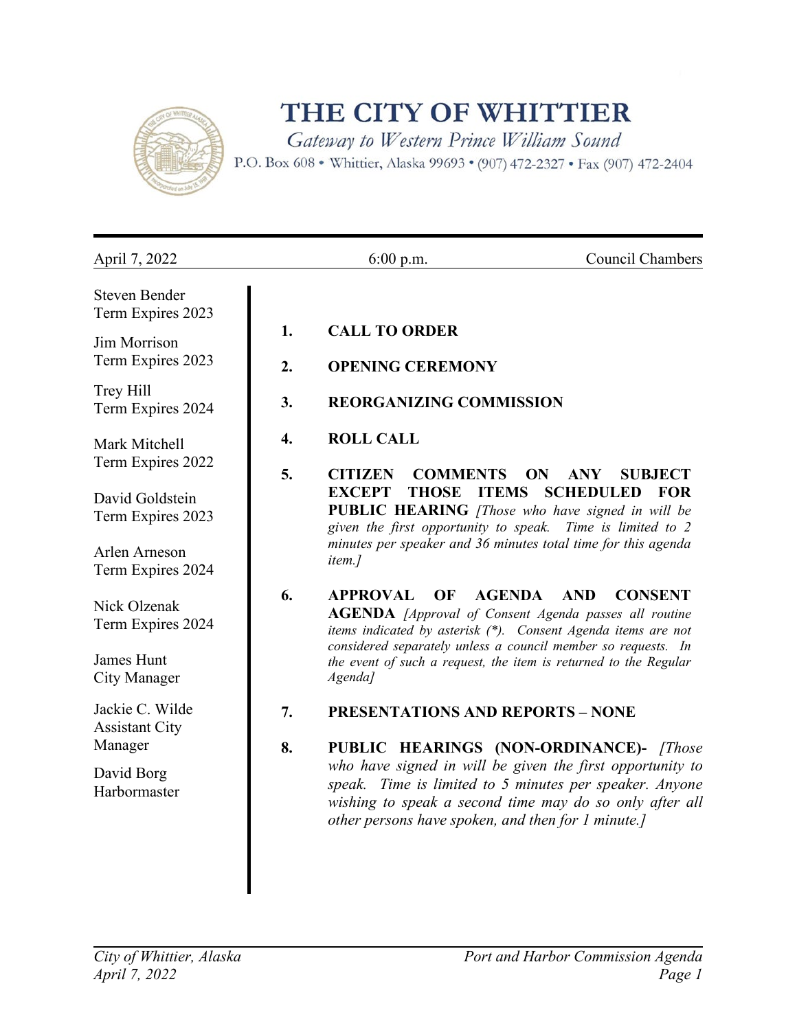# THE CITY OF WHITTIER

*Gateway to Western Prince William Sound*

P.O. Box 608 • Whittier, Alaska 99693 • (907) 472-2327 • Fax (907) 472-2404

April 7, 2022 | 6:00 p.m. | Council Chambers

Steven Bender
Term Expires 2023

Jim Morrison
Term Expires 2023

Trey Hill
Term Expires 2024

Mark Mitchell
Term Expires 2022

David Goldstein
Term Expires 2023

Arlen Arneson
Term Expires 2024

Nick Olzenak
Term Expires 2024

James Hunt
City Manager

Jackie C. Wilde
Assistant City Manager

David Borg
Harbormaster

1. **CALL TO ORDER**

2. **OPENING CEREMONY**

3. **REORGANIZING COMMISSION**

4. **ROLL CALL**

5. **CITIZEN COMMENTS ON ANY SUBJECT EXCEPT THOSE ITEMS SCHEDULED FOR PUBLIC HEARING** *[Those who have signed in will be given the first opportunity to speak. Time is limited to 2 minutes per speaker and 36 minutes total time for this agenda item.]*

6. **APPROVAL OF AGENDA AND CONSENT AGENDA** *[Approval of Consent Agenda passes all routine items indicated by asterisk (*). Consent Agenda items are not considered separately unless a council member so requests. In the event of such a request, the item is returned to the Regular Agenda]*

7. **PRESENTATIONS AND REPORTS – NONE**

8. **PUBLIC HEARINGS (NON-ORDINANCE)-** *[Those who have signed in will be given the first opportunity to speak. Time is limited to 5 minutes per speaker. Anyone wishing to speak a second time may do so only after all other persons have spoken, and then for 1 minute.]*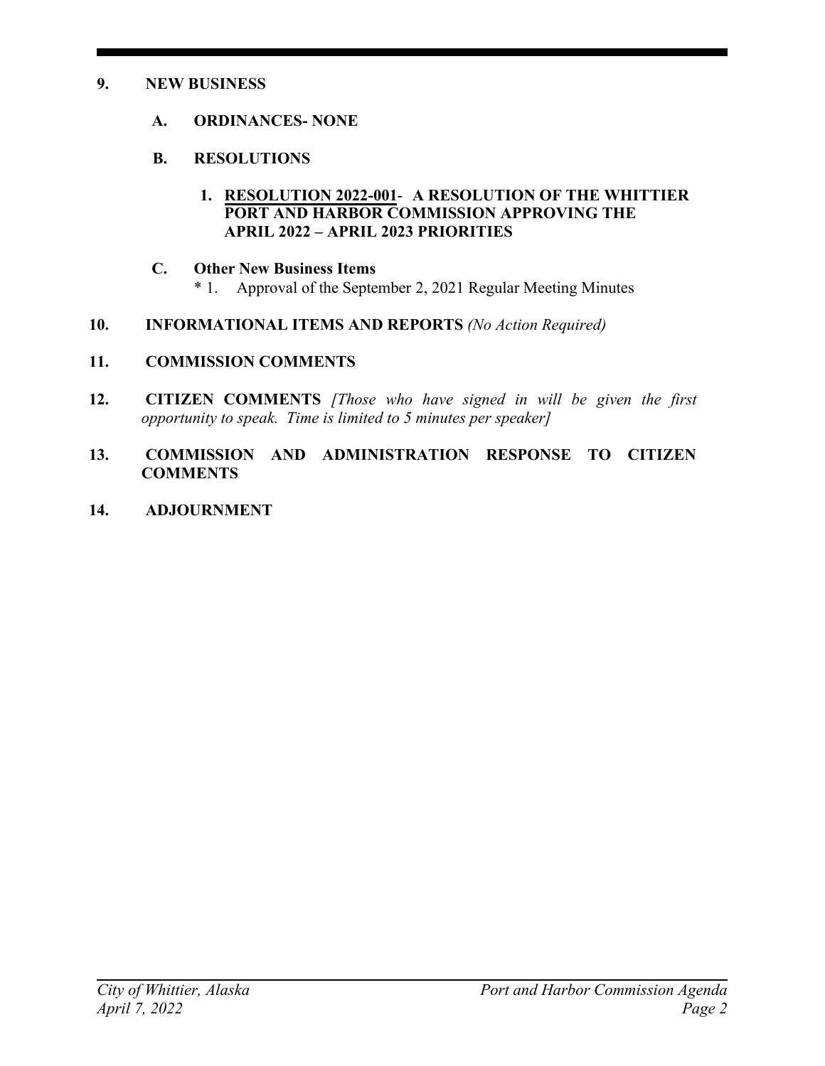**9. NEW BUSINESS**

**A. ORDINANCES- NONE**

**B. RESOLUTIONS**

1. **RESOLUTION 2022-001- A RESOLUTION OF THE WHITTIER PORT AND HARBOR COMMISSION APPROVING THE APRIL 2022 – APRIL 2023 PRIORITIES**

**C. Other New Business Items**

\* 1. Approval of the September 2, 2021 Regular Meeting Minutes

**10. INFORMATIONAL ITEMS AND REPORTS** *(No Action Required)*

**11. COMMISSION COMMENTS**

**12. CITIZEN COMMENTS** *[Those who have signed in will be given the first opportunity to speak. Time is limited to 5 minutes per speaker]*

**13. COMMISSION AND ADMINISTRATION RESPONSE TO CITIZEN COMMENTS**

**14. ADJOURNMENT**